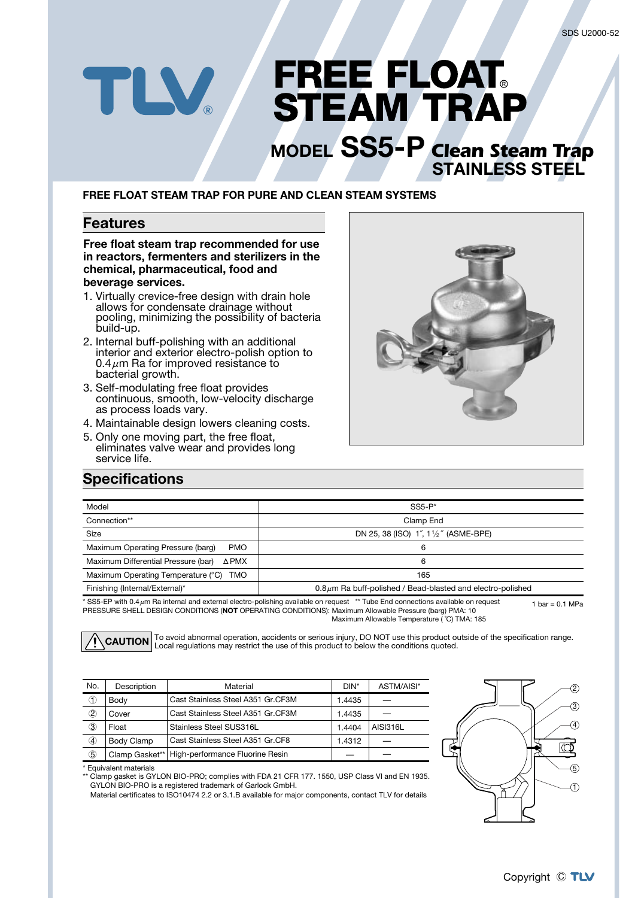SDS U2000-52

# FREE FLOAT® STEAM TRAP

## MODEL SS5-P Clean Steam Trap STAINLESS STEEL

**FREE FLOAT STEAM TRAP FOR PURE AND CLEAN STEAM SYSTEMS**

## Features

**Free float steam trap recommended for use in reactors, fermenters and sterilizers in the chemical, pharmaceutical, food and beverage services.**

1. Virtually crevice-free design with drain hole allows for condensate drainage without pooling, minimizing the possibility of bacteria build-up.
2. Internal buff-polishing with an additional interior and exterior electro-polish option to 0.4$\mu$m Ra for improved resistance to bacterial growth.
3. Self-modulating free float provides continuous, smooth, low-velocity discharge as process loads vary.
4. Maintainable design lowers cleaning costs.
5. Only one moving part, the free float, eliminates valve wear and provides long service life.

## Specifications

| Model | SS5-P* |
|---|---|
| Connection** | Clamp End |
| Size | DN 25, 38 (ISO) 1″, 1½″ (ASME-BPE) |
| Maximum Operating Pressure (barg) PMO | 6 |
| Maximum Differential Pressure (bar) ΔPMX | 6 |
| Maximum Operating Temperature (°C) TMO | 165 |
| Finishing (Internal/External)* | 0.8$\mu$m Ra buff-polished / Bead-blasted and electro-polished |

* SS5-EP with 0.4$\mu$m Ra internal and external electro-polishing available on request ** Tube End connections available on request

1 bar = 0.1 MPa

PRESSURE SHELL DESIGN CONDITIONS (**NOT** OPERATING CONDITIONS): Maximum Allowable Pressure (barg) PMA: 10
Maximum Allowable Temperature (°C) TMA: 185

**CAUTION** To avoid abnormal operation, accidents or serious injury, DO NOT use this product outside of the specification range. Local regulations may restrict the use of this product to below the conditions quoted.

| No. | Description | Material | DIN* | ASTM/AISI* |
|---|---|---|---|---|
| ① | Body | Cast Stainless Steel A351 Gr.CF3M | 1.4435 | — |
| ② | Cover | Cast Stainless Steel A351 Gr.CF3M | 1.4435 | — |
| ③ | Float | Stainless Steel SUS316L | 1.4404 | AISI316L |
| ④ | Body Clamp | Cast Stainless Steel A351 Gr.CF8 | 1.4312 | — |
| ⑤ | Clamp Gasket** | High-performance Fluorine Resin | — | — |

* Equivalent materials
** Clamp gasket is GYLON BIO-PRO; complies with FDA 21 CFR 177. 1550, USP Class VI and EN 1935. GYLON BIO-PRO is a registered trademark of Garlock GmbH.
Material certificates to ISO10474 2.2 or 3.1.B available for major components, contact TLV for details

Copyright © TLV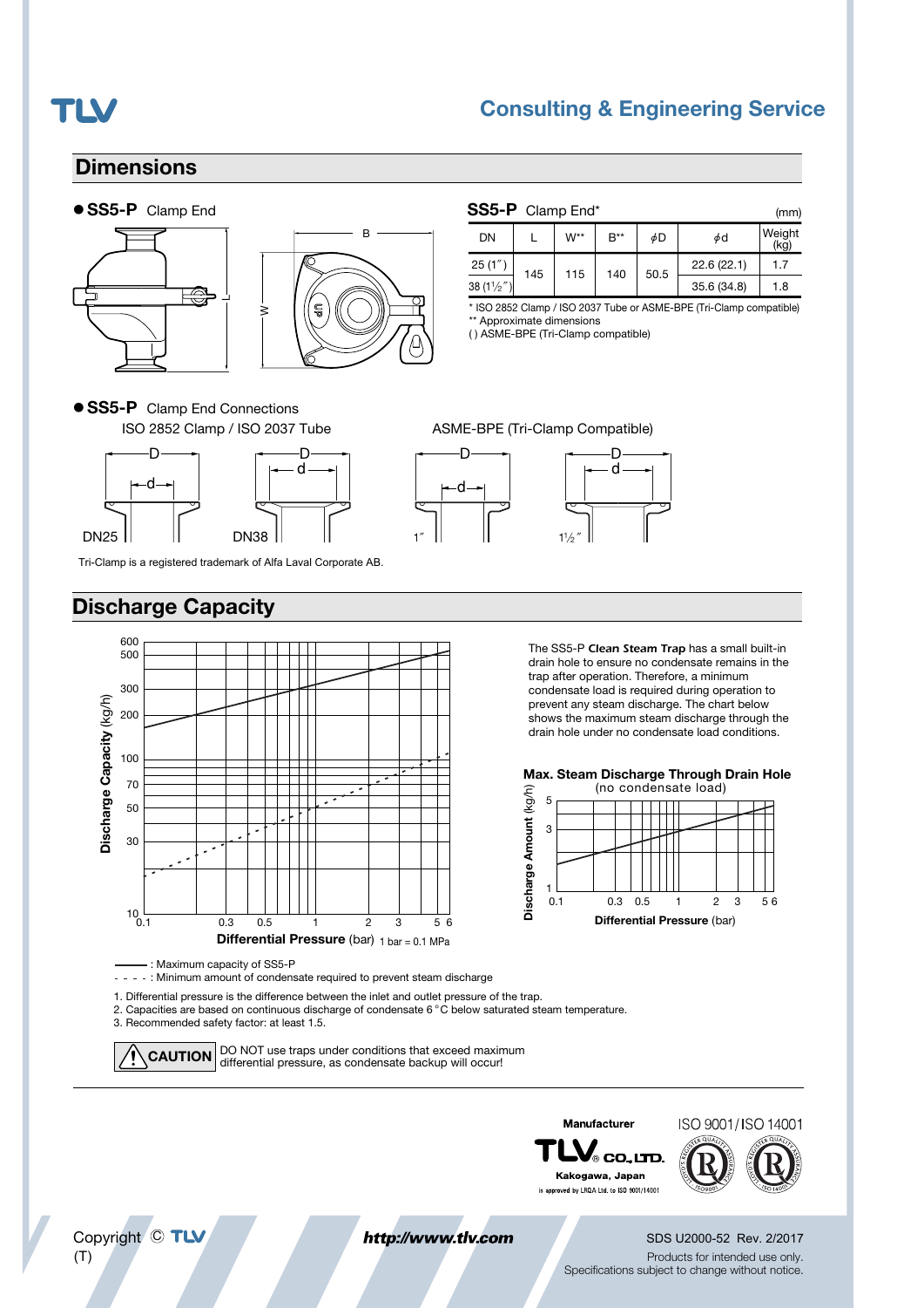TLV

Consulting & Engineering Service

## Dimensions

● **SS5-P** Clamp End

B

W

L

**SS5-P** Clamp End* (mm)

| DN | L | W** | B** | ϕD | ϕd | Weight (kg) |
|---|---|---|---|---|---|---|
| 25 (1″) | 145 | 115 | 140 | 50.5 | 22.6 (22.1) | 1.7 |
| 38 (1½″) | | | | | 35.6 (34.8) | 1.8 |

\* ISO 2852 Clamp / ISO 2037 Tube or ASME-BPE (Tri-Clamp compatible)
\*\* Approximate dimensions
( ) ASME-BPE (Tri-Clamp compatible)

● **SS5-P** Clamp End Connections

ISO 2852 Clamp / ISO 2037 Tube

D
d
DN25

D
d
DN38

ASME-BPE (Tri-Clamp Compatible)

D
d
1″

D
d
1½″

Tri-Clamp is a registered trademark of Alfa Laval Corporate AB.

## Discharge Capacity

Discharge Capacity (kg/h)
600
500
300
200
100
70
50
30
10
0.1 0.3 0.5 1 2 3 5 6
**Differential Pressure** (bar) 1 bar = 0.1 MPa

The SS5-P ***Clean Steam Trap*** has a small built-in drain hole to ensure no condensate remains in the trap after operation. Therefore, a minimum condensate load is required during operation to prevent any steam discharge. The chart below shows the maximum steam discharge through the drain hole under no condensate load conditions.

**Max. Steam Discharge Through Drain Hole**
(no condensate load)

Discharge Amount (kg/h)
5
3
1
0.1 0.3 0.5 1 2 3 5 6
**Differential Pressure** (bar)

——— : Maximum capacity of SS5-P
\- - - - : Minimum amount of condensate required to prevent steam discharge

1. Differential pressure is the difference between the inlet and outlet pressure of the trap.
2. Capacities are based on continuous discharge of condensate 6 °C below saturated steam temperature.
3. Recommended safety factor: at least 1.5.

**CAUTION** DO NOT use traps under conditions that exceed maximum differential pressure, as condensate backup will occur!

**Manufacturer**
**TLV® CO., LTD.**
**Kakogawa, Japan**
is approved by LRQA Ltd. to ISO 9001/14001

ISO 9001/ISO 14001

Copyright © TLV
(T)

***http://www.tlv.com***

SDS U2000-52 Rev. 2/2017
Products for intended use only.
Specifications subject to change without notice.